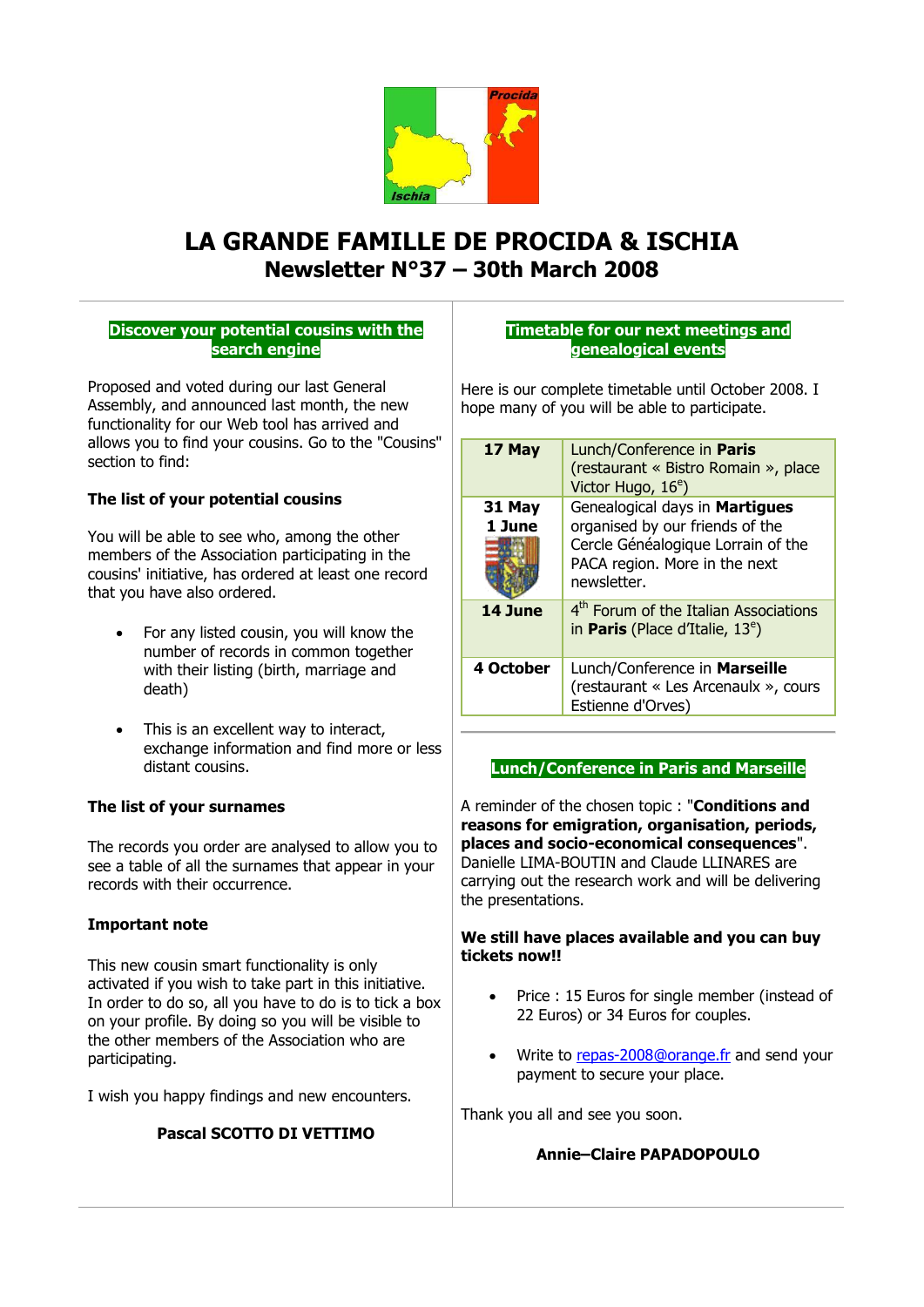# LA GRANDE FAMILLE DE PROCIDA & ISCHIA

## Newsletter N°37 – 30th March 2008

### Discover your potential cousins with the search engine

Proposed and voted during our last General Assembly, and announced last month, the new functionality for our Web tool has arrived and allows you to find your cousins. Go to the "Cousins" section to find:

**The list of your potential cousins**

You will be able to see who, among the other members of the Association participating in the cousins' initiative, has ordered at least one record that you have also ordered.

- For any listed cousin, you will know the number of records in common together with their listing (birth, marriage and death)
- This is an excellent way to interact, exchange information and find more or less distant cousins.

**The list of your surnames**

The records you order are analysed to allow you to see a table of all the surnames that appear in your records with their occurrence.

**Important note**

This new cousin smart functionality is only activated if you wish to take part in this initiative. In order to do so, all you have to do is to tick a box on your profile. By doing so you will be visible to the other members of the Association who are participating.

I wish you happy findings and new encounters.

**Pascal SCOTTO DI VETTIMO**

### Timetable for our next meetings and genealogical events

Here is our complete timetable until October 2008. I hope many of you will be able to participate.

| | |
|---|---|
| **17 May** | Lunch/Conference in **Paris** (restaurant « Bistro Romain », place Victor Hugo, 16e) |
| **31 May 1 June** | Genealogical days in **Martigues** organised by our friends of the Cercle Généalogique Lorrain of the PACA region. More in the next newsletter. |
| **14 June** | 4th Forum of the Italian Associations in **Paris** (Place d'Italie, 13e) |
| **4 October** | Lunch/Conference in **Marseille** (restaurant « Les Arcenaulx », cours Estienne d'Orves) |

### Lunch/Conference in Paris and Marseille

A reminder of the chosen topic : "**Conditions and reasons for emigration, organisation, periods, places and socio-economical consequences**". Danielle LIMA-BOUTIN and Claude LLINARES are carrying out the research work and will be delivering the presentations.

**We still have places available and you can buy tickets now!!**

- Price : 15 Euros for single member (instead of 22 Euros) or 34 Euros for couples.
- Write to repas-2008@orange.fr and send your payment to secure your place.

Thank you all and see you soon.

**Annie–Claire PAPADOPOULO**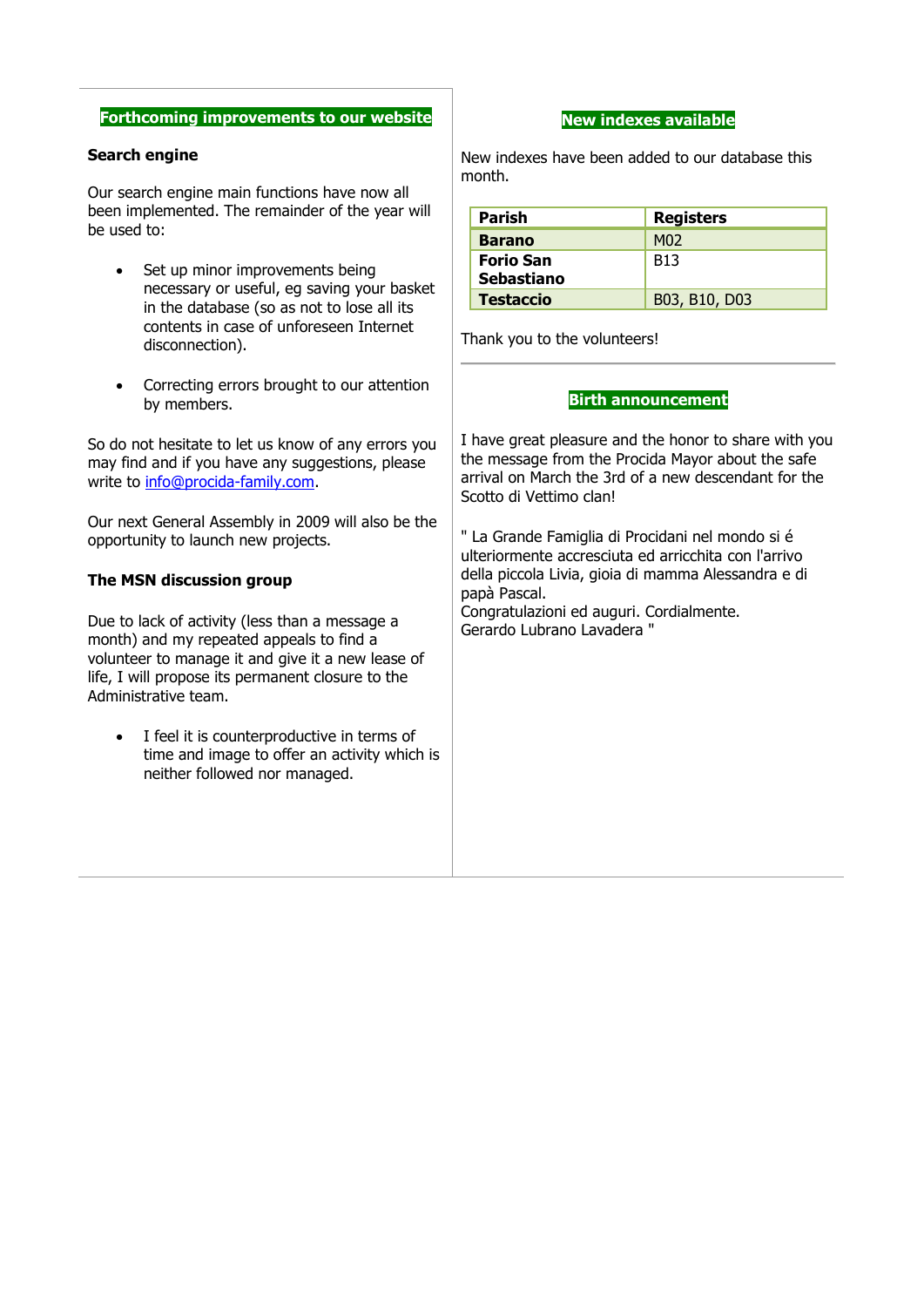## Forthcoming improvements to our website

**Search engine**

Our search engine main functions have now all been implemented. The remainder of the year will be used to:

- Set up minor improvements being necessary or useful, eg saving your basket in the database (so as not to lose all its contents in case of unforeseen Internet disconnection).
- Correcting errors brought to our attention by members.

So do not hesitate to let us know of any errors you may find and if you have any suggestions, please write to info@procida-family.com.

Our next General Assembly in 2009 will also be the opportunity to launch new projects.

**The MSN discussion group**

Due to lack of activity (less than a message a month) and my repeated appeals to find a volunteer to manage it and give it a new lease of life, I will propose its permanent closure to the Administrative team.

- I feel it is counterproductive in terms of time and image to offer an activity which is neither followed nor managed.

## New indexes available

New indexes have been added to our database this month.

| Parish | Registers |
|---|---|
| **Barano** | M02 |
| **Forio San Sebastiano** | B13 |
| **Testaccio** | B03, B10, D03 |

Thank you to the volunteers!

## Birth announcement

I have great pleasure and the honor to share with you the message from the Procida Mayor about the safe arrival on March the 3rd of a new descendant for the Scotto di Vettimo clan!

" La Grande Famiglia di Procidani nel mondo si é ulteriormente accresciuta ed arricchita con l'arrivo della piccola Livia, gioia di mamma Alessandra e di papà Pascal.
Congratulazioni ed auguri. Cordialmente.
Gerardo Lubrano Lavadera "